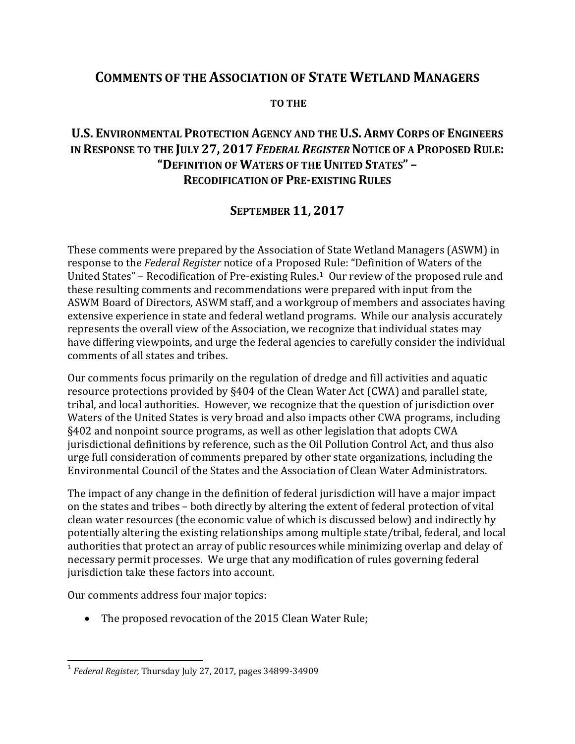# COMMENTS OF THE ASSOCIATION OF STATE WETLAND MANAGERS

**TO THE**

## U.S. ENVIRONMENTAL PROTECTION AGENCY AND THE U.S. ARMY CORPS OF ENGINEERS IN RESPONSE TO THE JULY 27, 2017 *FEDERAL REGISTER* NOTICE OF A PROPOSED RULE: "DEFINITION OF WATERS OF THE UNITED STATES" – RECODIFICATION OF PRE-EXISTING RULES

## SEPTEMBER 11, 2017

These comments were prepared by the Association of State Wetland Managers (ASWM) in response to the *Federal Register* notice of a Proposed Rule: "Definition of Waters of the United States" – Recodification of Pre-existing Rules.[1] Our review of the proposed rule and these resulting comments and recommendations were prepared with input from the ASWM Board of Directors, ASWM staff, and a workgroup of members and associates having extensive experience in state and federal wetland programs. While our analysis accurately represents the overall view of the Association, we recognize that individual states may have differing viewpoints, and urge the federal agencies to carefully consider the individual comments of all states and tribes.

Our comments focus primarily on the regulation of dredge and fill activities and aquatic resource protections provided by §404 of the Clean Water Act (CWA) and parallel state, tribal, and local authorities. However, we recognize that the question of jurisdiction over Waters of the United States is very broad and also impacts other CWA programs, including §402 and nonpoint source programs, as well as other legislation that adopts CWA jurisdictional definitions by reference, such as the Oil Pollution Control Act, and thus also urge full consideration of comments prepared by other state organizations, including the Environmental Council of the States and the Association of Clean Water Administrators.

The impact of any change in the definition of federal jurisdiction will have a major impact on the states and tribes – both directly by altering the extent of federal protection of vital clean water resources (the economic value of which is discussed below) and indirectly by potentially altering the existing relationships among multiple state/tribal, federal, and local authorities that protect an array of public resources while minimizing overlap and delay of necessary permit processes. We urge that any modification of rules governing federal jurisdiction take these factors into account.

Our comments address four major topics:

- The proposed revocation of the 2015 Clean Water Rule;

[1] *Federal Register,* Thursday July 27, 2017, pages 34899-34909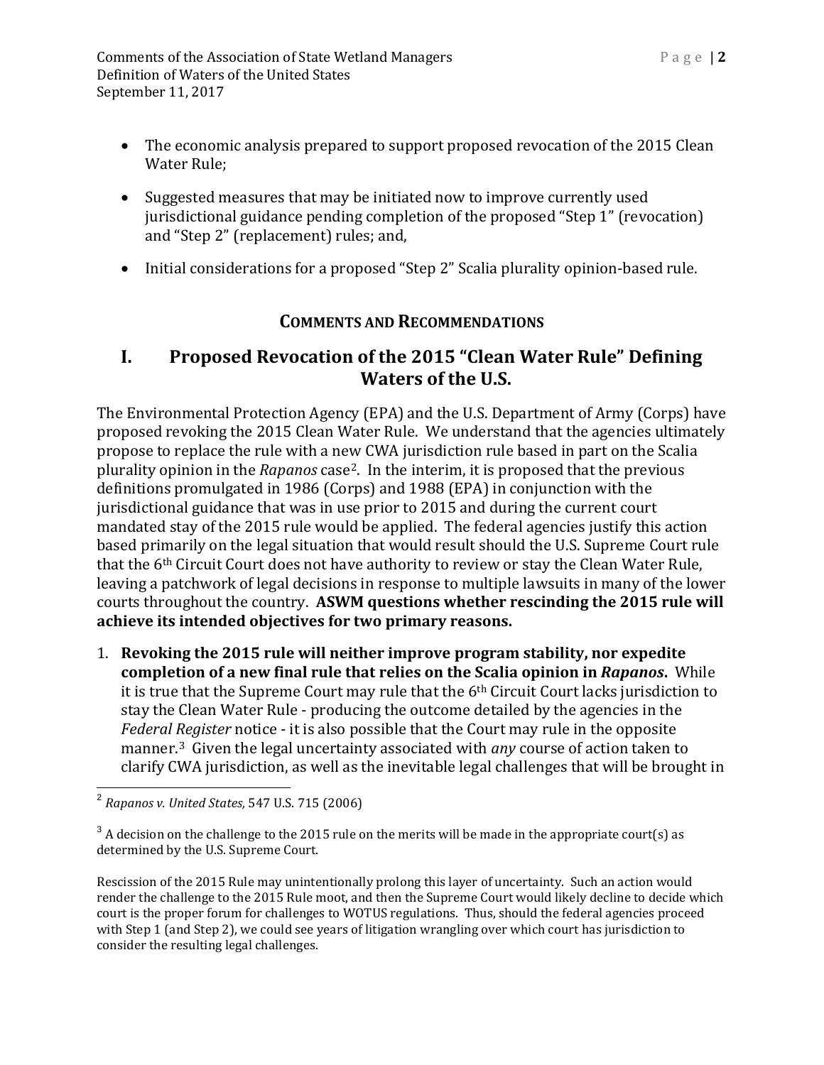- The economic analysis prepared to support proposed revocation of the 2015 Clean Water Rule;

- Suggested measures that may be initiated now to improve currently used jurisdictional guidance pending completion of the proposed "Step 1" (revocation) and "Step 2" (replacement) rules; and,

- Initial considerations for a proposed "Step 2" Scalia plurality opinion-based rule.

## COMMENTS AND RECOMMENDATIONS

## I. Proposed Revocation of the 2015 "Clean Water Rule" Defining Waters of the U.S.

The Environmental Protection Agency (EPA) and the U.S. Department of Army (Corps) have proposed revoking the 2015 Clean Water Rule. We understand that the agencies ultimately propose to replace the rule with a new CWA jurisdiction rule based in part on the Scalia plurality opinion in the *Rapanos* case[2]. In the interim, it is proposed that the previous definitions promulgated in 1986 (Corps) and 1988 (EPA) in conjunction with the jurisdictional guidance that was in use prior to 2015 and during the current court mandated stay of the 2015 rule would be applied. The federal agencies justify this action based primarily on the legal situation that would result should the U.S. Supreme Court rule that the 6th Circuit Court does not have authority to review or stay the Clean Water Rule, leaving a patchwork of legal decisions in response to multiple lawsuits in many of the lower courts throughout the country. **ASWM questions whether rescinding the 2015 rule will achieve its intended objectives for two primary reasons.**

1. **Revoking the 2015 rule will neither improve program stability, nor expedite completion of a new final rule that relies on the Scalia opinion in *Rapanos*.** While it is true that the Supreme Court may rule that the 6th Circuit Court lacks jurisdiction to stay the Clean Water Rule - producing the outcome detailed by the agencies in the *Federal Register* notice - it is also possible that the Court may rule in the opposite manner.[3] Given the legal uncertainty associated with *any* course of action taken to clarify CWA jurisdiction, as well as the inevitable legal challenges that will be brought in

[2] *Rapanos v. United States,* 547 U.S. 715 (2006)

[3] A decision on the challenge to the 2015 rule on the merits will be made in the appropriate court(s) as determined by the U.S. Supreme Court.

Rescission of the 2015 Rule may unintentionally prolong this layer of uncertainty. Such an action would render the challenge to the 2015 Rule moot, and then the Supreme Court would likely decline to decide which court is the proper forum for challenges to WOTUS regulations. Thus, should the federal agencies proceed with Step 1 (and Step 2), we could see years of litigation wrangling over which court has jurisdiction to consider the resulting legal challenges.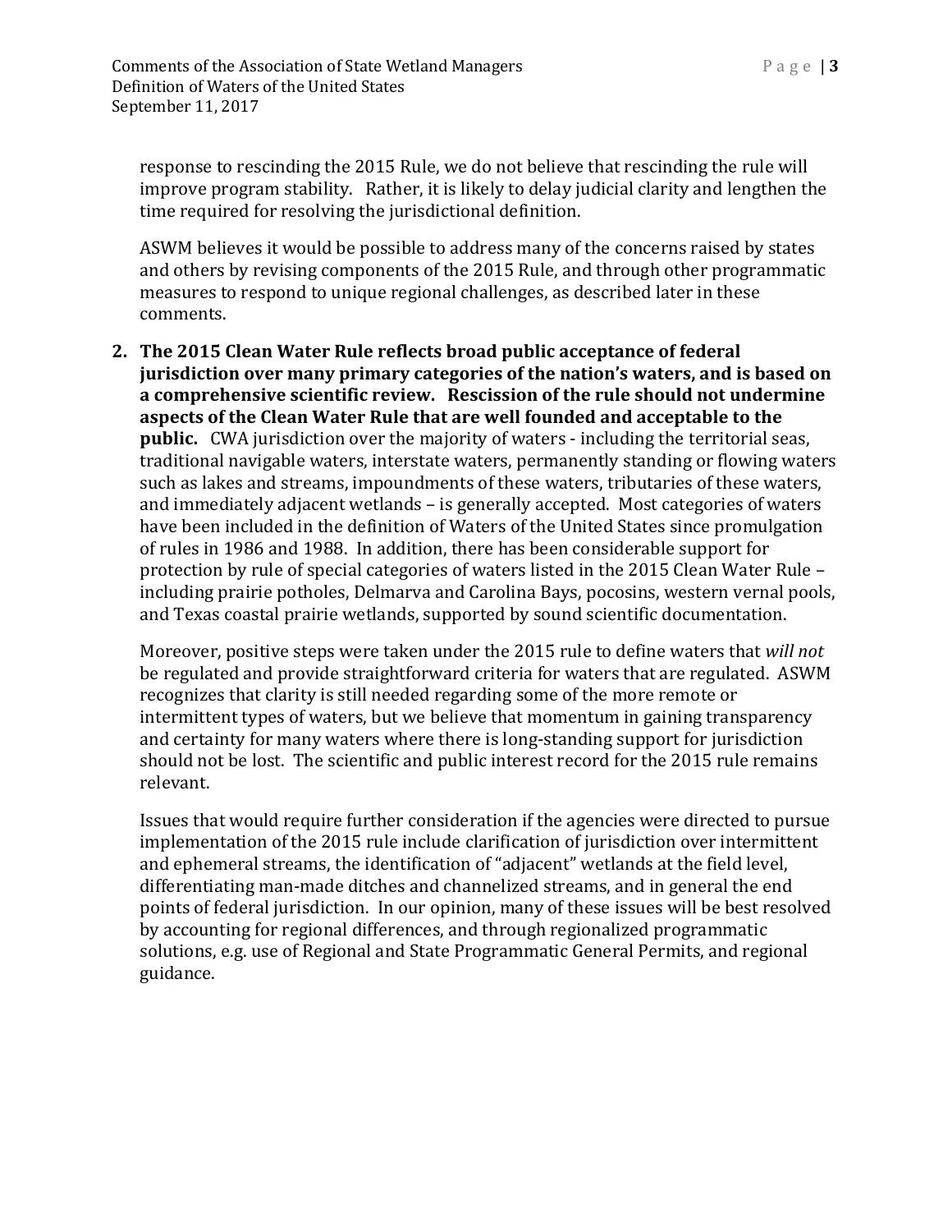response to rescinding the 2015 Rule, we do not believe that rescinding the rule will improve program stability. Rather, it is likely to delay judicial clarity and lengthen the time required for resolving the jurisdictional definition.

ASWM believes it would be possible to address many of the concerns raised by states and others by revising components of the 2015 Rule, and through other programmatic measures to respond to unique regional challenges, as described later in these comments.

2. **The 2015 Clean Water Rule reflects broad public acceptance of federal jurisdiction over many primary categories of the nation's waters, and is based on a comprehensive scientific review. Rescission of the rule should not undermine aspects of the Clean Water Rule that are well founded and acceptable to the public.** CWA jurisdiction over the majority of waters - including the territorial seas, traditional navigable waters, interstate waters, permanently standing or flowing waters such as lakes and streams, impoundments of these waters, tributaries of these waters, and immediately adjacent wetlands – is generally accepted. Most categories of waters have been included in the definition of Waters of the United States since promulgation of rules in 1986 and 1988. In addition, there has been considerable support for protection by rule of special categories of waters listed in the 2015 Clean Water Rule – including prairie potholes, Delmarva and Carolina Bays, pocosins, western vernal pools, and Texas coastal prairie wetlands, supported by sound scientific documentation.

   Moreover, positive steps were taken under the 2015 rule to define waters that *will not* be regulated and provide straightforward criteria for waters that are regulated. ASWM recognizes that clarity is still needed regarding some of the more remote or intermittent types of waters, but we believe that momentum in gaining transparency and certainty for many waters where there is long-standing support for jurisdiction should not be lost. The scientific and public interest record for the 2015 rule remains relevant.

   Issues that would require further consideration if the agencies were directed to pursue implementation of the 2015 rule include clarification of jurisdiction over intermittent and ephemeral streams, the identification of "adjacent" wetlands at the field level, differentiating man-made ditches and channelized streams, and in general the end points of federal jurisdiction. In our opinion, many of these issues will be best resolved by accounting for regional differences, and through regionalized programmatic solutions, e.g. use of Regional and State Programmatic General Permits, and regional guidance.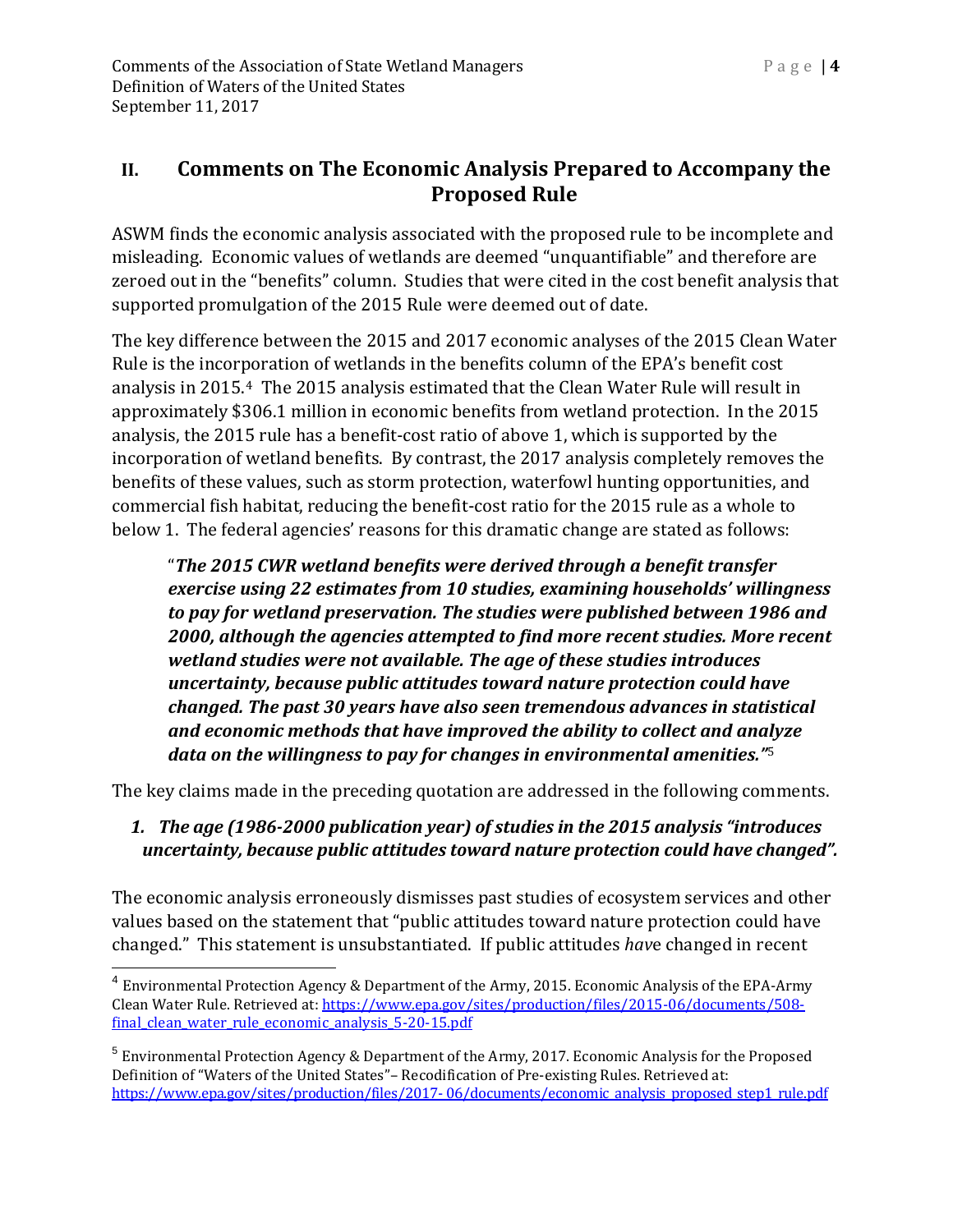## II. Comments on The Economic Analysis Prepared to Accompany the Proposed Rule

ASWM finds the economic analysis associated with the proposed rule to be incomplete and misleading. Economic values of wetlands are deemed "unquantifiable" and therefore are zeroed out in the "benefits" column. Studies that were cited in the cost benefit analysis that supported promulgation of the 2015 Rule were deemed out of date.

The key difference between the 2015 and 2017 economic analyses of the 2015 Clean Water Rule is the incorporation of wetlands in the benefits column of the EPA's benefit cost analysis in 2015.[4] The 2015 analysis estimated that the Clean Water Rule will result in approximately $306.1 million in economic benefits from wetland protection. In the 2015 analysis, the 2015 rule has a benefit-cost ratio of above 1, which is supported by the incorporation of wetland benefits. By contrast, the 2017 analysis completely removes the benefits of these values, such as storm protection, waterfowl hunting opportunities, and commercial fish habitat, reducing the benefit-cost ratio for the 2015 rule as a whole to below 1. The federal agencies' reasons for this dramatic change are stated as follows:

> "***The 2015 CWR wetland benefits were derived through a benefit transfer exercise using 22 estimates from 10 studies, examining households' willingness to pay for wetland preservation. The studies were published between 1986 and 2000, although the agencies attempted to find more recent studies. More recent wetland studies were not available. The age of these studies introduces uncertainty, because public attitudes toward nature protection could have changed. The past 30 years have also seen tremendous advances in statistical and economic methods that have improved the ability to collect and analyze data on the willingness to pay for changes in environmental amenities."***[5]

The key claims made in the preceding quotation are addressed in the following comments.

***1. The age (1986-2000 publication year) of studies in the 2015 analysis "introduces uncertainty, because public attitudes toward nature protection could have changed".***

The economic analysis erroneously dismisses past studies of ecosystem services and other values based on the statement that "public attitudes toward nature protection could have changed." This statement is unsubstantiated. If public attitudes *hav*e changed in recent

---

[4] Environmental Protection Agency & Department of the Army, 2015. Economic Analysis of the EPA-Army Clean Water Rule. Retrieved at: https://www.epa.gov/sites/production/files/2015-06/documents/508-final_clean_water_rule_economic_analysis_5-20-15.pdf

[5] Environmental Protection Agency & Department of the Army, 2017. Economic Analysis for the Proposed Definition of "Waters of the United States"– Recodification of Pre-existing Rules. Retrieved at: https://www.epa.gov/sites/production/files/2017-06/documents/economic_analysis_proposed_step1_rule.pdf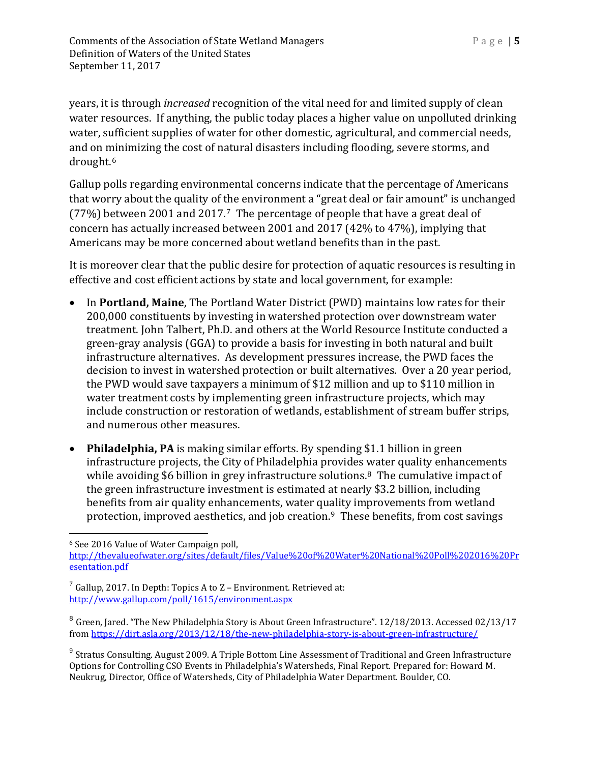years, it is through *increased* recognition of the vital need for and limited supply of clean water resources. If anything, the public today places a higher value on unpolluted drinking water, sufficient supplies of water for other domestic, agricultural, and commercial needs, and on minimizing the cost of natural disasters including flooding, severe storms, and drought.[6]

Gallup polls regarding environmental concerns indicate that the percentage of Americans that worry about the quality of the environment a "great deal or fair amount" is unchanged (77%) between 2001 and 2017.[7] The percentage of people that have a great deal of concern has actually increased between 2001 and 2017 (42% to 47%), implying that Americans may be more concerned about wetland benefits than in the past.

It is moreover clear that the public desire for protection of aquatic resources is resulting in effective and cost efficient actions by state and local government, for example:

- In **Portland, Maine**, The Portland Water District (PWD) maintains low rates for their 200,000 constituents by investing in watershed protection over downstream water treatment. John Talbert, Ph.D. and others at the World Resource Institute conducted a green-gray analysis (GGA) to provide a basis for investing in both natural and built infrastructure alternatives. As development pressures increase, the PWD faces the decision to invest in watershed protection or built alternatives. Over a 20 year period, the PWD would save taxpayers a minimum of $12 million and up to $110 million in water treatment costs by implementing green infrastructure projects, which may include construction or restoration of wetlands, establishment of stream buffer strips, and numerous other measures.

- **Philadelphia, PA** is making similar efforts. By spending $1.1 billion in green infrastructure projects, the City of Philadelphia provides water quality enhancements while avoiding $6 billion in grey infrastructure solutions.[8] The cumulative impact of the green infrastructure investment is estimated at nearly $3.2 billion, including benefits from air quality enhancements, water quality improvements from wetland protection, improved aesthetics, and job creation.[9] These benefits, from cost savings

---

[6] See 2016 Value of Water Campaign poll, http://thevalueofwater.org/sites/default/files/Value%20of%20Water%20National%20Poll%202016%20Presentation.pdf

[7] Gallup, 2017. In Depth: Topics A to Z – Environment. Retrieved at: http://www.gallup.com/poll/1615/environment.aspx

[8] Green, Jared. "The New Philadelphia Story is About Green Infrastructure". 12/18/2013. Accessed 02/13/17 from https://dirt.asla.org/2013/12/18/the-new-philadelphia-story-is-about-green-infrastructure/

[9] Stratus Consulting. August 2009. A Triple Bottom Line Assessment of Traditional and Green Infrastructure Options for Controlling CSO Events in Philadelphia's Watersheds, Final Report. Prepared for: Howard M. Neukrug, Director, Office of Watersheds, City of Philadelphia Water Department. Boulder, CO.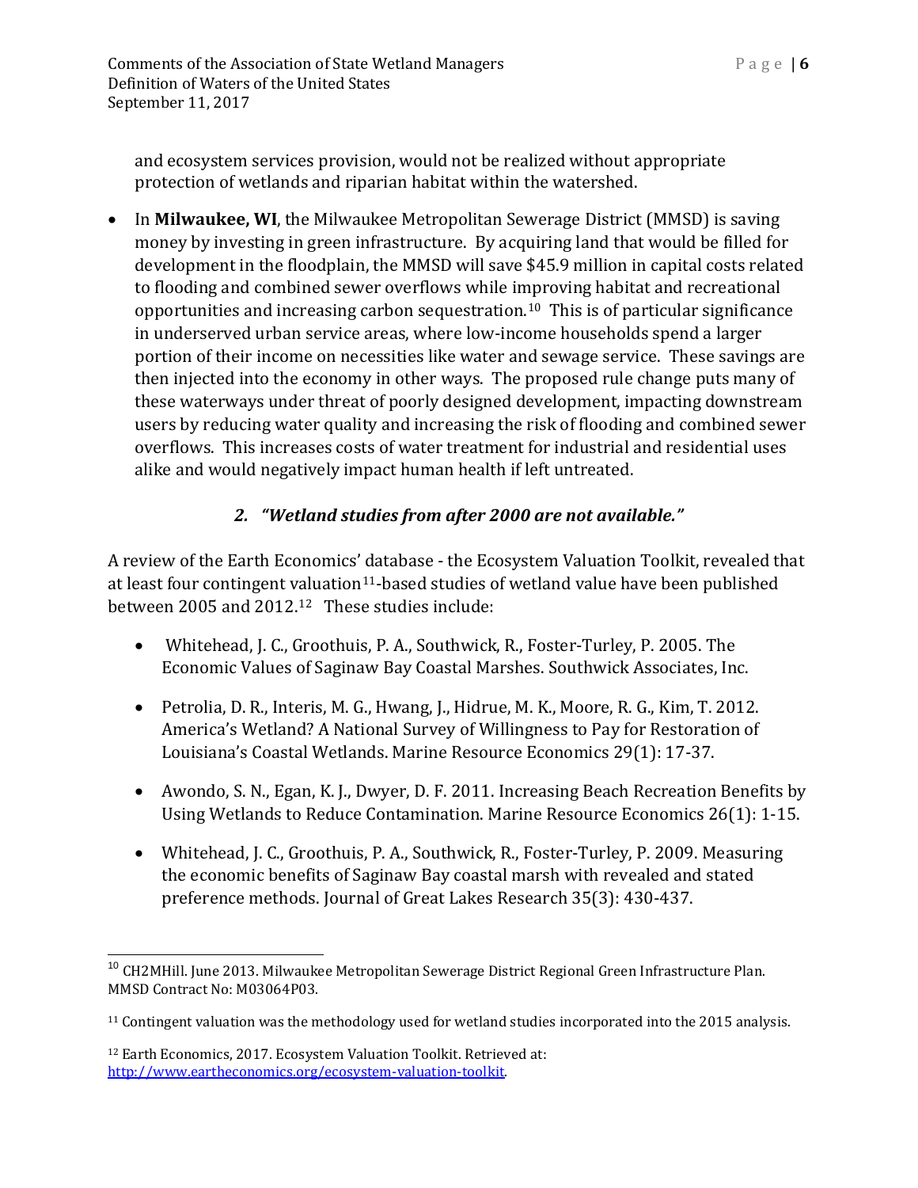and ecosystem services provision, would not be realized without appropriate protection of wetlands and riparian habitat within the watershed.

- In **Milwaukee, WI**, the Milwaukee Metropolitan Sewerage District (MMSD) is saving money by investing in green infrastructure. By acquiring land that would be filled for development in the floodplain, the MMSD will save $45.9 million in capital costs related to flooding and combined sewer overflows while improving habitat and recreational opportunities and increasing carbon sequestration.[10] This is of particular significance in underserved urban service areas, where low-income households spend a larger portion of their income on necessities like water and sewage service. These savings are then injected into the economy in other ways. The proposed rule change puts many of these waterways under threat of poorly designed development, impacting downstream users by reducing water quality and increasing the risk of flooding and combined sewer overflows. This increases costs of water treatment for industrial and residential uses alike and would negatively impact human health if left untreated.

### *2. "Wetland studies from after 2000 are not available."*

A review of the Earth Economics' database - the Ecosystem Valuation Toolkit, revealed that at least four contingent valuation[11]-based studies of wetland value have been published between 2005 and 2012.[12] These studies include:

- Whitehead, J. C., Groothuis, P. A., Southwick, R., Foster-Turley, P. 2005. The Economic Values of Saginaw Bay Coastal Marshes. Southwick Associates, Inc.
- Petrolia, D. R., Interis, M. G., Hwang, J., Hidrue, M. K., Moore, R. G., Kim, T. 2012. America's Wetland? A National Survey of Willingness to Pay for Restoration of Louisiana's Coastal Wetlands. Marine Resource Economics 29(1): 17-37.
- Awondo, S. N., Egan, K. J., Dwyer, D. F. 2011. Increasing Beach Recreation Benefits by Using Wetlands to Reduce Contamination. Marine Resource Economics 26(1): 1-15.
- Whitehead, J. C., Groothuis, P. A., Southwick, R., Foster-Turley, P. 2009. Measuring the economic benefits of Saginaw Bay coastal marsh with revealed and stated preference methods. Journal of Great Lakes Research 35(3): 430-437.

---

[10] CH2MHill. June 2013. Milwaukee Metropolitan Sewerage District Regional Green Infrastructure Plan. MMSD Contract No: M03064P03.

[11] Contingent valuation was the methodology used for wetland studies incorporated into the 2015 analysis.

[12] Earth Economics, 2017. Ecosystem Valuation Toolkit. Retrieved at: http://www.eartheconomics.org/ecosystem-valuation-toolkit.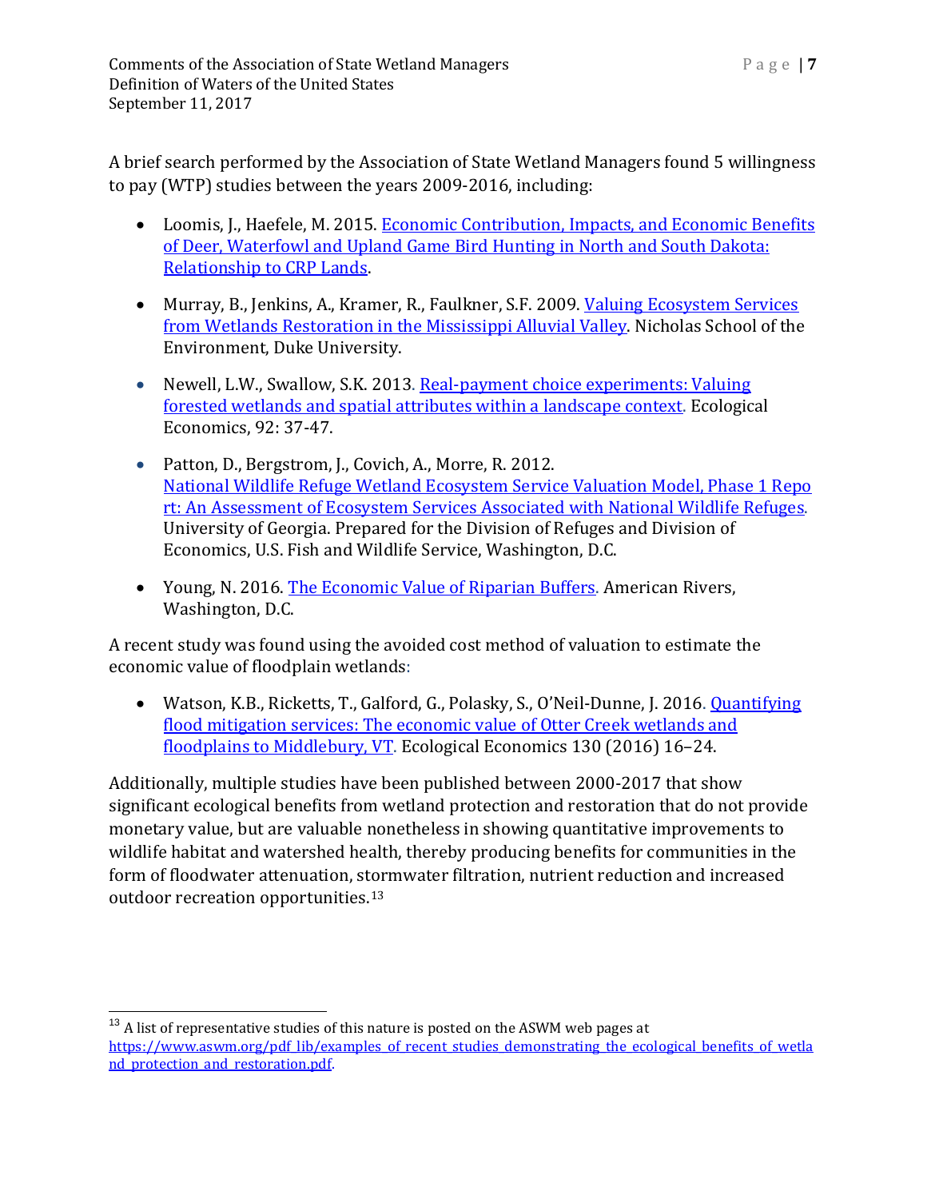A brief search performed by the Association of State Wetland Managers found 5 willingness to pay (WTP) studies between the years 2009-2016, including:

- Loomis, J., Haefele, M. 2015. Economic Contribution, Impacts, and Economic Benefits of Deer, Waterfowl and Upland Game Bird Hunting in North and South Dakota: Relationship to CRP Lands.
- Murray, B., Jenkins, A., Kramer, R., Faulkner, S.F. 2009. Valuing Ecosystem Services from Wetlands Restoration in the Mississippi Alluvial Valley. Nicholas School of the Environment, Duke University.
- Newell, L.W., Swallow, S.K. 2013. Real-payment choice experiments: Valuing forested wetlands and spatial attributes within a landscape context. Ecological Economics, 92: 37-47.
- Patton, D., Bergstrom, J., Covich, A., Morre, R. 2012. National Wildlife Refuge Wetland Ecosystem Service Valuation Model, Phase 1 Report: An Assessment of Ecosystem Services Associated with National Wildlife Refuges. University of Georgia. Prepared for the Division of Refuges and Division of Economics, U.S. Fish and Wildlife Service, Washington, D.C.
- Young, N. 2016. The Economic Value of Riparian Buffers. American Rivers, Washington, D.C.

A recent study was found using the avoided cost method of valuation to estimate the economic value of floodplain wetlands:

- Watson, K.B., Ricketts, T., Galford, G., Polasky, S., O'Neil-Dunne, J. 2016. Quantifying flood mitigation services: The economic value of Otter Creek wetlands and floodplains to Middlebury, VT. Ecological Economics 130 (2016) 16–24.

Additionally, multiple studies have been published between 2000-2017 that show significant ecological benefits from wetland protection and restoration that do not provide monetary value, but are valuable nonetheless in showing quantitative improvements to wildlife habitat and watershed health, thereby producing benefits for communities in the form of floodwater attenuation, stormwater filtration, nutrient reduction and increased outdoor recreation opportunities.[13]

[13] A list of representative studies of this nature is posted on the ASWM web pages at https://www.aswm.org/pdf_lib/examples_of_recent_studies_demonstrating_the_ecological_benefits_of_wetland_protection_and_restoration.pdf.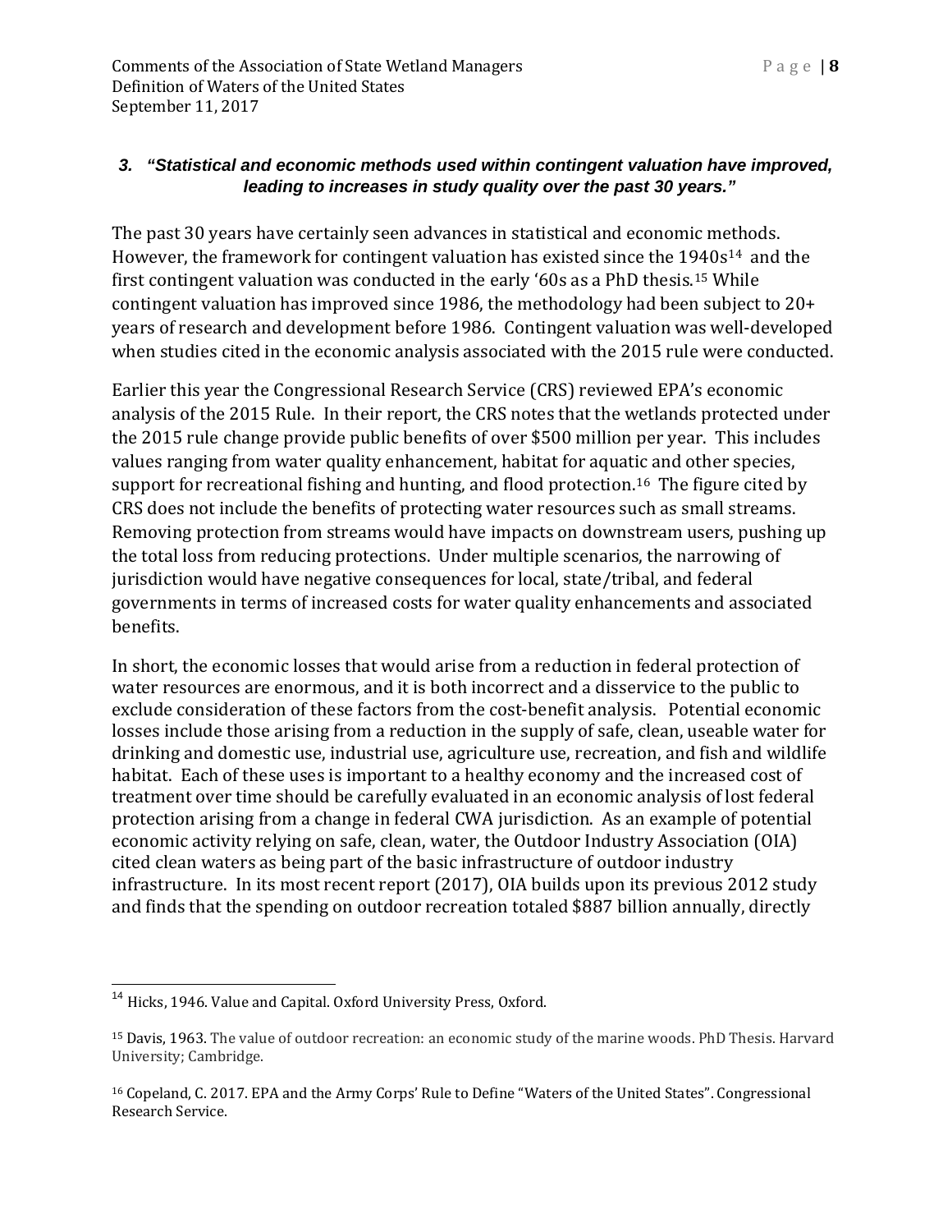### *3. "Statistical and economic methods used within contingent valuation have improved, leading to increases in study quality over the past 30 years."*

The past 30 years have certainly seen advances in statistical and economic methods. However, the framework for contingent valuation has existed since the 1940s[14] and the first contingent valuation was conducted in the early '60s as a PhD thesis.[15] While contingent valuation has improved since 1986, the methodology had been subject to 20+ years of research and development before 1986. Contingent valuation was well-developed when studies cited in the economic analysis associated with the 2015 rule were conducted.

Earlier this year the Congressional Research Service (CRS) reviewed EPA's economic analysis of the 2015 Rule. In their report, the CRS notes that the wetlands protected under the 2015 rule change provide public benefits of over $500 million per year. This includes values ranging from water quality enhancement, habitat for aquatic and other species, support for recreational fishing and hunting, and flood protection.[16] The figure cited by CRS does not include the benefits of protecting water resources such as small streams. Removing protection from streams would have impacts on downstream users, pushing up the total loss from reducing protections. Under multiple scenarios, the narrowing of jurisdiction would have negative consequences for local, state/tribal, and federal governments in terms of increased costs for water quality enhancements and associated benefits.

In short, the economic losses that would arise from a reduction in federal protection of water resources are enormous, and it is both incorrect and a disservice to the public to exclude consideration of these factors from the cost-benefit analysis. Potential economic losses include those arising from a reduction in the supply of safe, clean, useable water for drinking and domestic use, industrial use, agriculture use, recreation, and fish and wildlife habitat. Each of these uses is important to a healthy economy and the increased cost of treatment over time should be carefully evaluated in an economic analysis of lost federal protection arising from a change in federal CWA jurisdiction. As an example of potential economic activity relying on safe, clean, water, the Outdoor Industry Association (OIA) cited clean waters as being part of the basic infrastructure of outdoor industry infrastructure. In its most recent report (2017), OIA builds upon its previous 2012 study and finds that the spending on outdoor recreation totaled $887 billion annually, directly

---

[14] Hicks, 1946. Value and Capital. Oxford University Press, Oxford.

[15] Davis, 1963. The value of outdoor recreation: an economic study of the marine woods. PhD Thesis. Harvard University; Cambridge.

[16] Copeland, C. 2017. EPA and the Army Corps' Rule to Define "Waters of the United States". Congressional Research Service.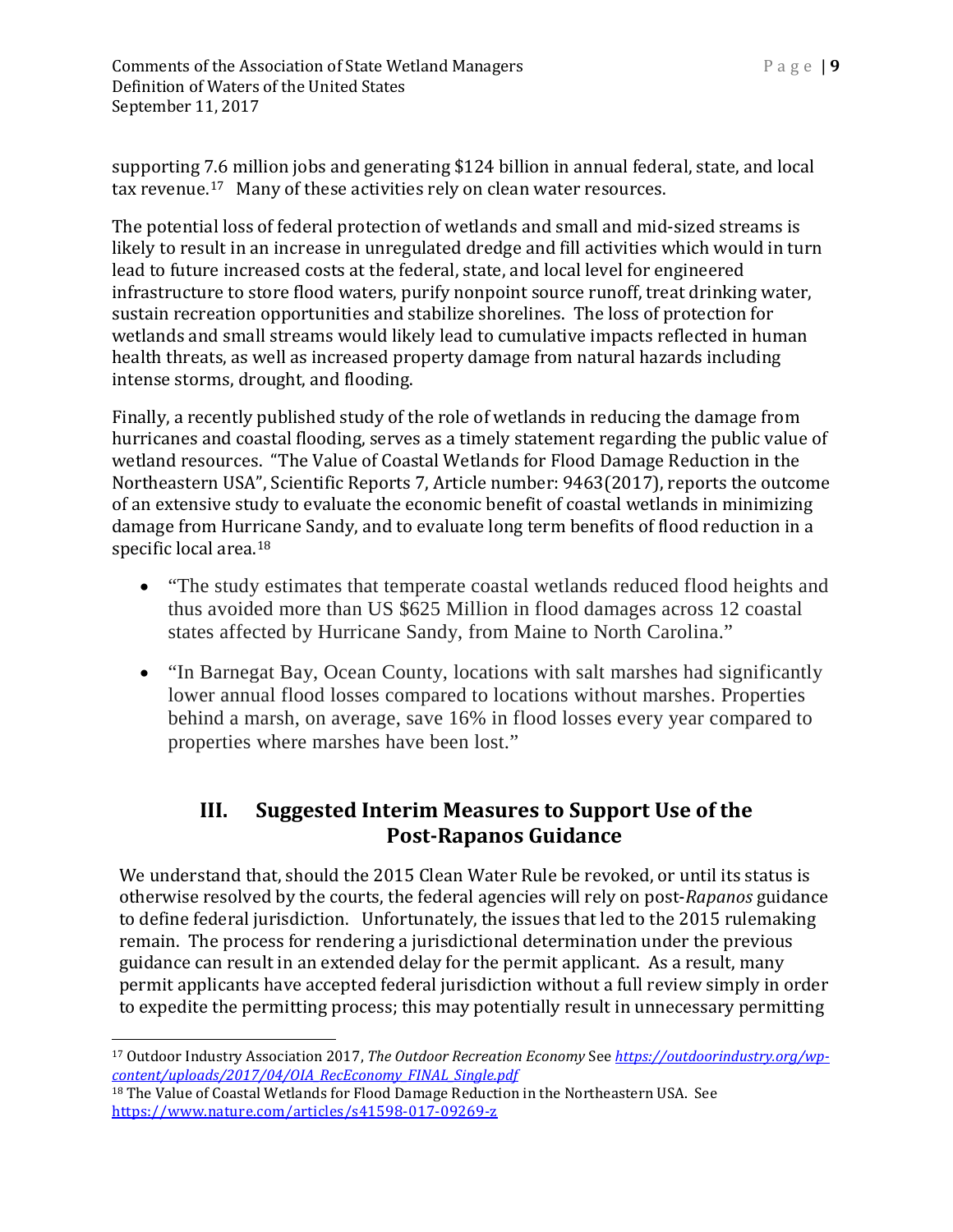supporting 7.6 million jobs and generating $124 billion in annual federal, state, and local tax revenue.[17] Many of these activities rely on clean water resources.

The potential loss of federal protection of wetlands and small and mid-sized streams is likely to result in an increase in unregulated dredge and fill activities which would in turn lead to future increased costs at the federal, state, and local level for engineered infrastructure to store flood waters, purify nonpoint source runoff, treat drinking water, sustain recreation opportunities and stabilize shorelines. The loss of protection for wetlands and small streams would likely lead to cumulative impacts reflected in human health threats, as well as increased property damage from natural hazards including intense storms, drought, and flooding.

Finally, a recently published study of the role of wetlands in reducing the damage from hurricanes and coastal flooding, serves as a timely statement regarding the public value of wetland resources. "The Value of Coastal Wetlands for Flood Damage Reduction in the Northeastern USA", Scientific Reports 7, Article number: 9463(2017), reports the outcome of an extensive study to evaluate the economic benefit of coastal wetlands in minimizing damage from Hurricane Sandy, and to evaluate long term benefits of flood reduction in a specific local area.[18]

- "The study estimates that temperate coastal wetlands reduced flood heights and thus avoided more than US $625 Million in flood damages across 12 coastal states affected by Hurricane Sandy, from Maine to North Carolina."
- "In Barnegat Bay, Ocean County, locations with salt marshes had significantly lower annual flood losses compared to locations without marshes. Properties behind a marsh, on average, save 16% in flood losses every year compared to properties where marshes have been lost."

## III. Suggested Interim Measures to Support Use of the Post-Rapanos Guidance

We understand that, should the 2015 Clean Water Rule be revoked, or until its status is otherwise resolved by the courts, the federal agencies will rely on post-*Rapanos* guidance to define federal jurisdiction. Unfortunately, the issues that led to the 2015 rulemaking remain. The process for rendering a jurisdictional determination under the previous guidance can result in an extended delay for the permit applicant. As a result, many permit applicants have accepted federal jurisdiction without a full review simply in order to expedite the permitting process; this may potentially result in unnecessary permitting

---

[17] Outdoor Industry Association 2017, *The Outdoor Recreation Economy* See *https://outdoorindustry.org/wp-content/uploads/2017/04/OIA_RecEconomy_FINAL_Single.pdf*

[18] The Value of Coastal Wetlands for Flood Damage Reduction in the Northeastern USA. See https://www.nature.com/articles/s41598-017-09269-z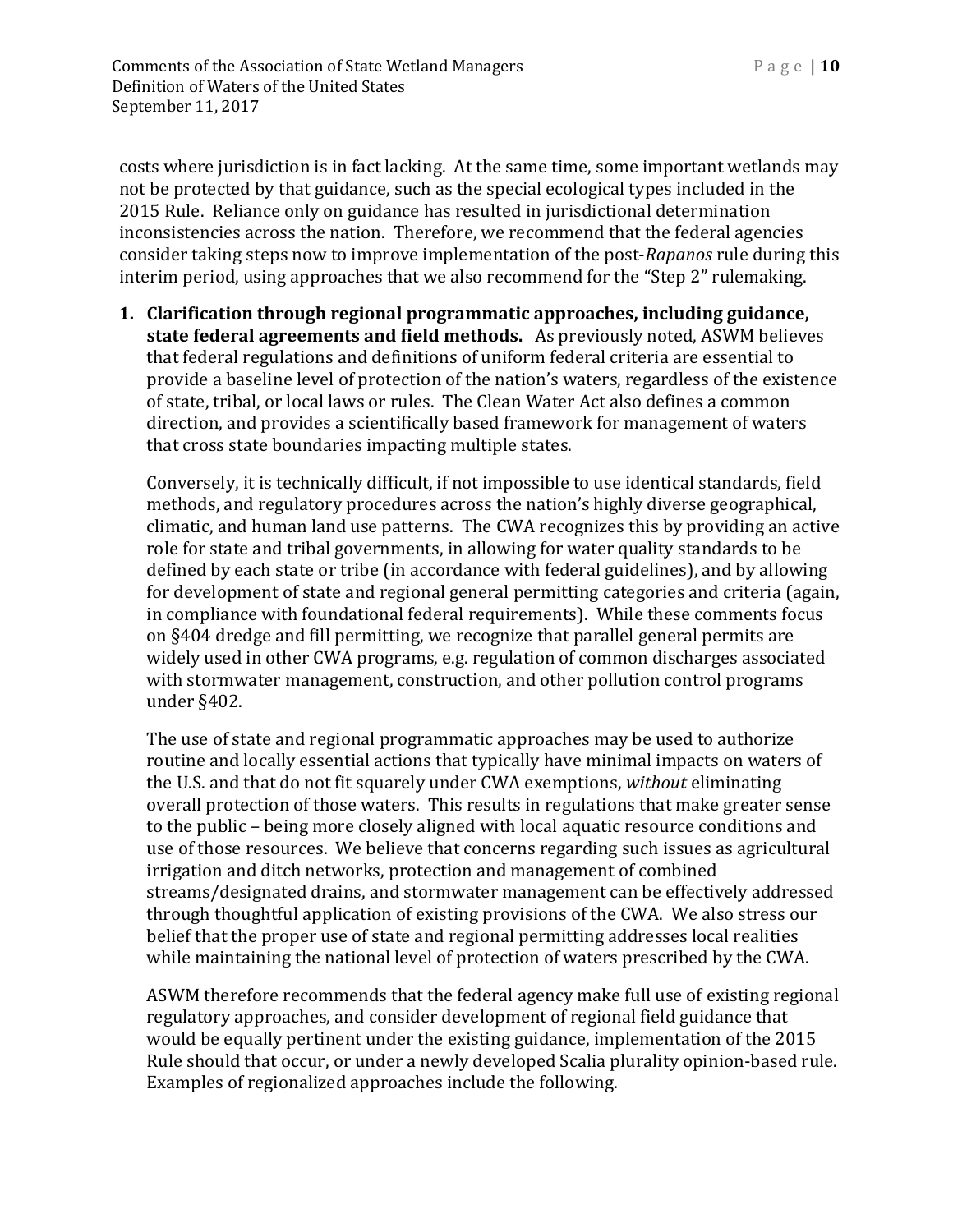costs where jurisdiction is in fact lacking. At the same time, some important wetlands may not be protected by that guidance, such as the special ecological types included in the 2015 Rule. Reliance only on guidance has resulted in jurisdictional determination inconsistencies across the nation. Therefore, we recommend that the federal agencies consider taking steps now to improve implementation of the post-*Rapanos* rule during this interim period, using approaches that we also recommend for the "Step 2" rulemaking.

1. **Clarification through regional programmatic approaches, including guidance, state federal agreements and field methods.** As previously noted, ASWM believes that federal regulations and definitions of uniform federal criteria are essential to provide a baseline level of protection of the nation's waters, regardless of the existence of state, tribal, or local laws or rules. The Clean Water Act also defines a common direction, and provides a scientifically based framework for management of waters that cross state boundaries impacting multiple states.

   Conversely, it is technically difficult, if not impossible to use identical standards, field methods, and regulatory procedures across the nation's highly diverse geographical, climatic, and human land use patterns. The CWA recognizes this by providing an active role for state and tribal governments, in allowing for water quality standards to be defined by each state or tribe (in accordance with federal guidelines), and by allowing for development of state and regional general permitting categories and criteria (again, in compliance with foundational federal requirements). While these comments focus on §404 dredge and fill permitting, we recognize that parallel general permits are widely used in other CWA programs, e.g. regulation of common discharges associated with stormwater management, construction, and other pollution control programs under §402.

   The use of state and regional programmatic approaches may be used to authorize routine and locally essential actions that typically have minimal impacts on waters of the U.S. and that do not fit squarely under CWA exemptions, *without* eliminating overall protection of those waters. This results in regulations that make greater sense to the public – being more closely aligned with local aquatic resource conditions and use of those resources. We believe that concerns regarding such issues as agricultural irrigation and ditch networks, protection and management of combined streams/designated drains, and stormwater management can be effectively addressed through thoughtful application of existing provisions of the CWA. We also stress our belief that the proper use of state and regional permitting addresses local realities while maintaining the national level of protection of waters prescribed by the CWA.

   ASWM therefore recommends that the federal agency make full use of existing regional regulatory approaches, and consider development of regional field guidance that would be equally pertinent under the existing guidance, implementation of the 2015 Rule should that occur, or under a newly developed Scalia plurality opinion-based rule. Examples of regionalized approaches include the following.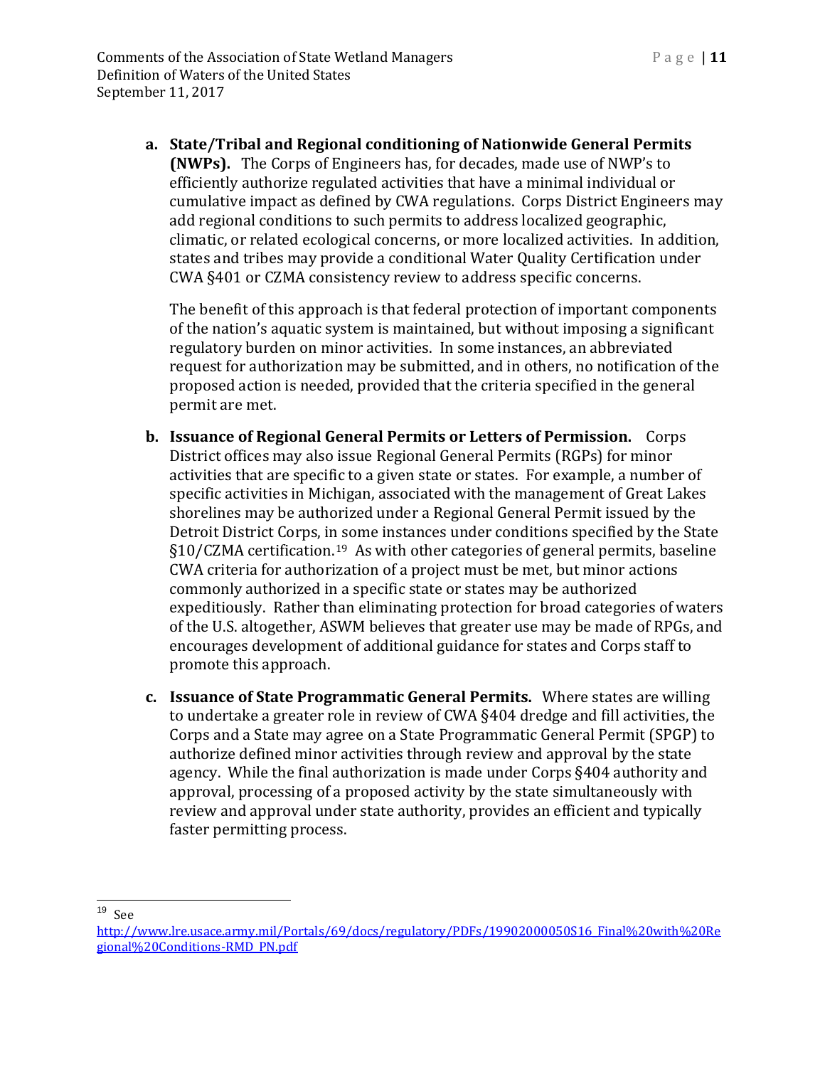a. **State/Tribal and Regional conditioning of Nationwide General Permits (NWPs).** The Corps of Engineers has, for decades, made use of NWP's to efficiently authorize regulated activities that have a minimal individual or cumulative impact as defined by CWA regulations. Corps District Engineers may add regional conditions to such permits to address localized geographic, climatic, or related ecological concerns, or more localized activities. In addition, states and tribes may provide a conditional Water Quality Certification under CWA §401 or CZMA consistency review to address specific concerns.

   The benefit of this approach is that federal protection of important components of the nation's aquatic system is maintained, but without imposing a significant regulatory burden on minor activities. In some instances, an abbreviated request for authorization may be submitted, and in others, no notification of the proposed action is needed, provided that the criteria specified in the general permit are met.

b. **Issuance of Regional General Permits or Letters of Permission.** Corps District offices may also issue Regional General Permits (RGPs) for minor activities that are specific to a given state or states. For example, a number of specific activities in Michigan, associated with the management of Great Lakes shorelines may be authorized under a Regional General Permit issued by the Detroit District Corps, in some instances under conditions specified by the State §10/CZMA certification.[19] As with other categories of general permits, baseline CWA criteria for authorization of a project must be met, but minor actions commonly authorized in a specific state or states may be authorized expeditiously. Rather than eliminating protection for broad categories of waters of the U.S. altogether, ASWM believes that greater use may be made of RPGs, and encourages development of additional guidance for states and Corps staff to promote this approach.

c. **Issuance of State Programmatic General Permits.** Where states are willing to undertake a greater role in review of CWA §404 dredge and fill activities, the Corps and a State may agree on a State Programmatic General Permit (SPGP) to authorize defined minor activities through review and approval by the state agency. While the final authorization is made under Corps §404 authority and approval, processing of a proposed activity by the state simultaneously with review and approval under state authority, provides an efficient and typically faster permitting process.

---

[19] See http://www.lre.usace.army.mil/Portals/69/docs/regulatory/PDFs/19902000050S16_Final%20with%20Regional%20Conditions-RMD_PN.pdf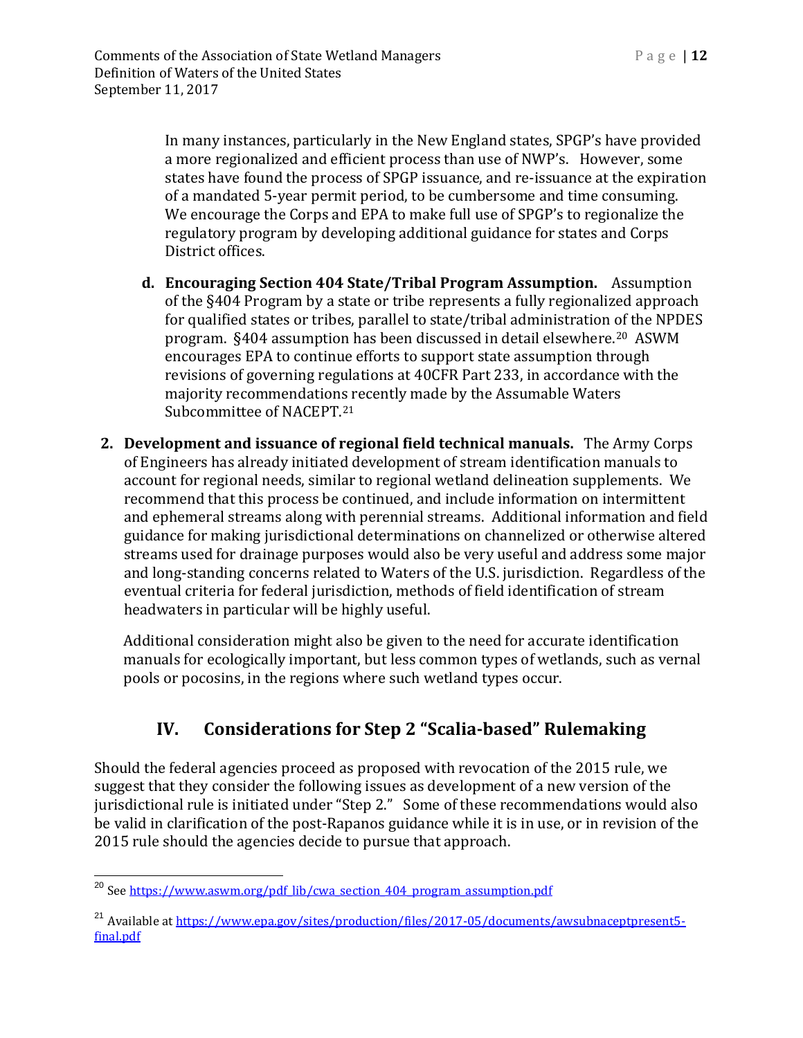In many instances, particularly in the New England states, SPGP's have provided a more regionalized and efficient process than use of NWP's. However, some states have found the process of SPGP issuance, and re-issuance at the expiration of a mandated 5-year permit period, to be cumbersome and time consuming. We encourage the Corps and EPA to make full use of SPGP's to regionalize the regulatory program by developing additional guidance for states and Corps District offices.

d. **Encouraging Section 404 State/Tribal Program Assumption.** Assumption of the §404 Program by a state or tribe represents a fully regionalized approach for qualified states or tribes, parallel to state/tribal administration of the NPDES program. §404 assumption has been discussed in detail elsewhere.[20] ASWM encourages EPA to continue efforts to support state assumption through revisions of governing regulations at 40CFR Part 233, in accordance with the majority recommendations recently made by the Assumable Waters Subcommittee of NACEPT.[21]

2. **Development and issuance of regional field technical manuals.** The Army Corps of Engineers has already initiated development of stream identification manuals to account for regional needs, similar to regional wetland delineation supplements. We recommend that this process be continued, and include information on intermittent and ephemeral streams along with perennial streams. Additional information and field guidance for making jurisdictional determinations on channelized or otherwise altered streams used for drainage purposes would also be very useful and address some major and long-standing concerns related to Waters of the U.S. jurisdiction. Regardless of the eventual criteria for federal jurisdiction, methods of field identification of stream headwaters in particular will be highly useful.

   Additional consideration might also be given to the need for accurate identification manuals for ecologically important, but less common types of wetlands, such as vernal pools or pocosins, in the regions where such wetland types occur.

## IV. Considerations for Step 2 "Scalia-based" Rulemaking

Should the federal agencies proceed as proposed with revocation of the 2015 rule, we suggest that they consider the following issues as development of a new version of the jurisdictional rule is initiated under "Step 2." Some of these recommendations would also be valid in clarification of the post-Rapanos guidance while it is in use, or in revision of the 2015 rule should the agencies decide to pursue that approach.

---

[20] See https://www.aswm.org/pdf_lib/cwa_section_404_program_assumption.pdf

[21] Available at https://www.epa.gov/sites/production/files/2017-05/documents/awsubnaceptpresent5-final.pdf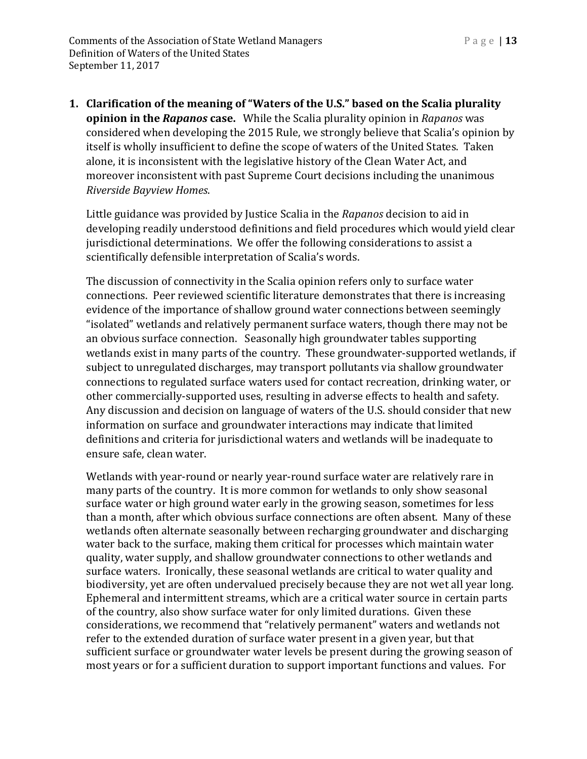1. **Clarification of the meaning of "Waters of the U.S." based on the Scalia plurality opinion in the *Rapanos* case.** While the Scalia plurality opinion in *Rapanos* was considered when developing the 2015 Rule, we strongly believe that Scalia's opinion by itself is wholly insufficient to define the scope of waters of the United States. Taken alone, it is inconsistent with the legislative history of the Clean Water Act, and moreover inconsistent with past Supreme Court decisions including the unanimous *Riverside Bayview Homes*.

   Little guidance was provided by Justice Scalia in the *Rapanos* decision to aid in developing readily understood definitions and field procedures which would yield clear jurisdictional determinations. We offer the following considerations to assist a scientifically defensible interpretation of Scalia's words.

   The discussion of connectivity in the Scalia opinion refers only to surface water connections. Peer reviewed scientific literature demonstrates that there is increasing evidence of the importance of shallow ground water connections between seemingly "isolated" wetlands and relatively permanent surface waters, though there may not be an obvious surface connection. Seasonally high groundwater tables supporting wetlands exist in many parts of the country. These groundwater-supported wetlands, if subject to unregulated discharges, may transport pollutants via shallow groundwater connections to regulated surface waters used for contact recreation, drinking water, or other commercially-supported uses, resulting in adverse effects to health and safety. Any discussion and decision on language of waters of the U.S. should consider that new information on surface and groundwater interactions may indicate that limited definitions and criteria for jurisdictional waters and wetlands will be inadequate to ensure safe, clean water.

   Wetlands with year-round or nearly year-round surface water are relatively rare in many parts of the country. It is more common for wetlands to only show seasonal surface water or high ground water early in the growing season, sometimes for less than a month, after which obvious surface connections are often absent. Many of these wetlands often alternate seasonally between recharging groundwater and discharging water back to the surface, making them critical for processes which maintain water quality, water supply, and shallow groundwater connections to other wetlands and surface waters. Ironically, these seasonal wetlands are critical to water quality and biodiversity, yet are often undervalued precisely because they are not wet all year long. Ephemeral and intermittent streams, which are a critical water source in certain parts of the country, also show surface water for only limited durations. Given these considerations, we recommend that "relatively permanent" waters and wetlands not refer to the extended duration of surface water present in a given year, but that sufficient surface or groundwater water levels be present during the growing season of most years or for a sufficient duration to support important functions and values. For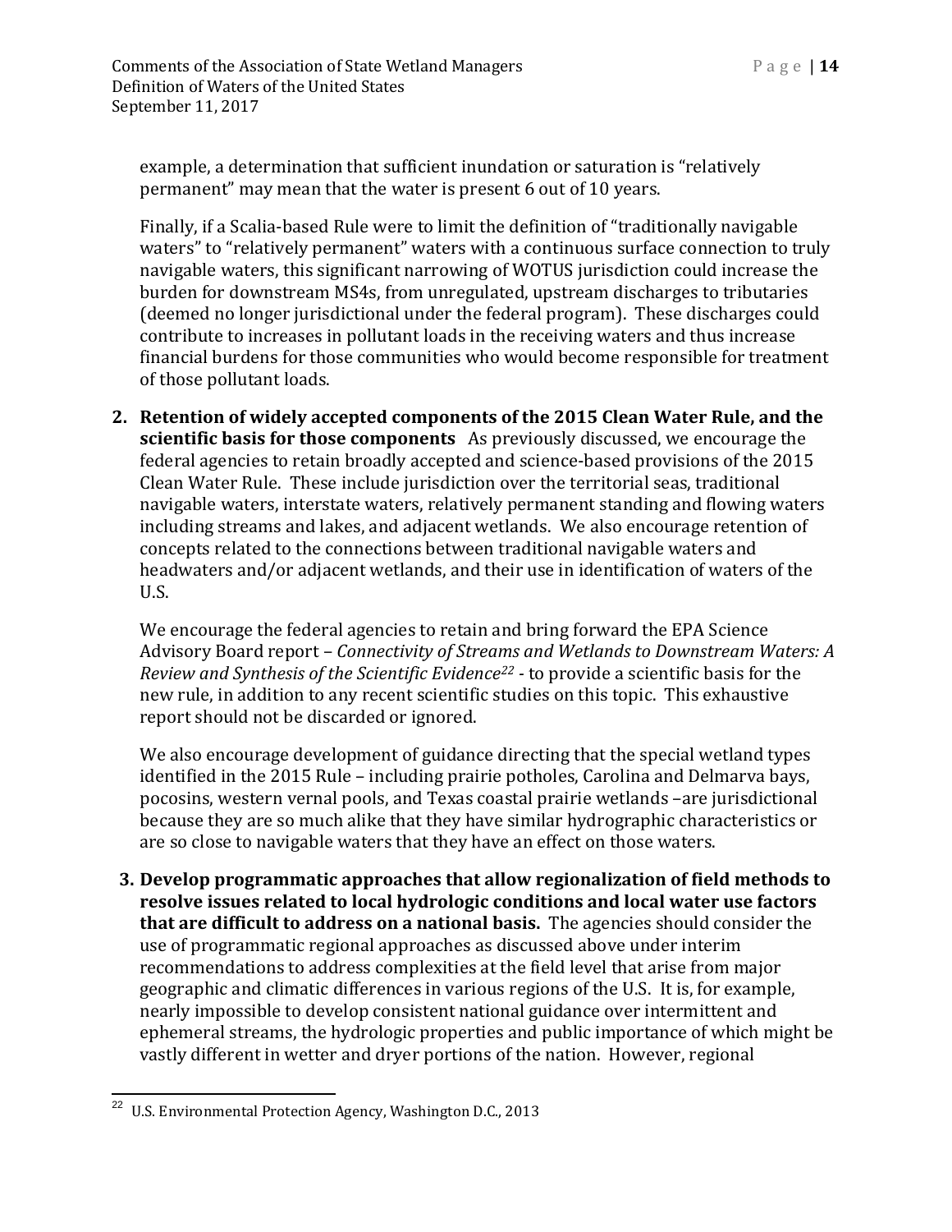example, a determination that sufficient inundation or saturation is "relatively permanent" may mean that the water is present 6 out of 10 years.

Finally, if a Scalia-based Rule were to limit the definition of "traditionally navigable waters" to "relatively permanent" waters with a continuous surface connection to truly navigable waters, this significant narrowing of WOTUS jurisdiction could increase the burden for downstream MS4s, from unregulated, upstream discharges to tributaries (deemed no longer jurisdictional under the federal program). These discharges could contribute to increases in pollutant loads in the receiving waters and thus increase financial burdens for those communities who would become responsible for treatment of those pollutant loads.

2. **Retention of widely accepted components of the 2015 Clean Water Rule, and the scientific basis for those components** As previously discussed, we encourage the federal agencies to retain broadly accepted and science-based provisions of the 2015 Clean Water Rule. These include jurisdiction over the territorial seas, traditional navigable waters, interstate waters, relatively permanent standing and flowing waters including streams and lakes, and adjacent wetlands. We also encourage retention of concepts related to the connections between traditional navigable waters and headwaters and/or adjacent wetlands, and their use in identification of waters of the U.S.

   We encourage the federal agencies to retain and bring forward the EPA Science Advisory Board report – *Connectivity of Streams and Wetlands to Downstream Waters: A Review and Synthesis of the Scientific Evidence*[22] - to provide a scientific basis for the new rule, in addition to any recent scientific studies on this topic. This exhaustive report should not be discarded or ignored.

   We also encourage development of guidance directing that the special wetland types identified in the 2015 Rule – including prairie potholes, Carolina and Delmarva bays, pocosins, western vernal pools, and Texas coastal prairie wetlands –are jurisdictional because they are so much alike that they have similar hydrographic characteristics or are so close to navigable waters that they have an effect on those waters.

3. **Develop programmatic approaches that allow regionalization of field methods to resolve issues related to local hydrologic conditions and local water use factors that are difficult to address on a national basis.** The agencies should consider the use of programmatic regional approaches as discussed above under interim recommendations to address complexities at the field level that arise from major geographic and climatic differences in various regions of the U.S. It is, for example, nearly impossible to develop consistent national guidance over intermittent and ephemeral streams, the hydrologic properties and public importance of which might be vastly different in wetter and dryer portions of the nation. However, regional

[22] U.S. Environmental Protection Agency, Washington D.C., 2013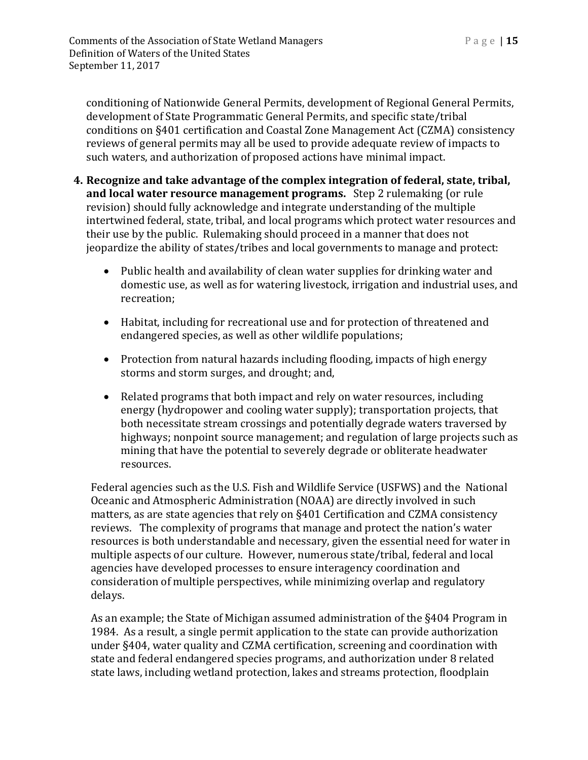conditioning of Nationwide General Permits, development of Regional General Permits, development of State Programmatic General Permits, and specific state/tribal conditions on §401 certification and Coastal Zone Management Act (CZMA) consistency reviews of general permits may all be used to provide adequate review of impacts to such waters, and authorization of proposed actions have minimal impact.

4. **Recognize and take advantage of the complex integration of federal, state, tribal, and local water resource management programs.** Step 2 rulemaking (or rule revision) should fully acknowledge and integrate understanding of the multiple intertwined federal, state, tribal, and local programs which protect water resources and their use by the public. Rulemaking should proceed in a manner that does not jeopardize the ability of states/tribes and local governments to manage and protect:

   - Public health and availability of clean water supplies for drinking water and domestic use, as well as for watering livestock, irrigation and industrial uses, and recreation;
   - Habitat, including for recreational use and for protection of threatened and endangered species, as well as other wildlife populations;
   - Protection from natural hazards including flooding, impacts of high energy storms and storm surges, and drought; and,
   - Related programs that both impact and rely on water resources, including energy (hydropower and cooling water supply); transportation projects, that both necessitate stream crossings and potentially degrade waters traversed by highways; nonpoint source management; and regulation of large projects such as mining that have the potential to severely degrade or obliterate headwater resources.

   Federal agencies such as the U.S. Fish and Wildlife Service (USFWS) and the National Oceanic and Atmospheric Administration (NOAA) are directly involved in such matters, as are state agencies that rely on §401 Certification and CZMA consistency reviews. The complexity of programs that manage and protect the nation's water resources is both understandable and necessary, given the essential need for water in multiple aspects of our culture. However, numerous state/tribal, federal and local agencies have developed processes to ensure interagency coordination and consideration of multiple perspectives, while minimizing overlap and regulatory delays.

   As an example; the State of Michigan assumed administration of the §404 Program in 1984. As a result, a single permit application to the state can provide authorization under §404, water quality and CZMA certification, screening and coordination with state and federal endangered species programs, and authorization under 8 related state laws, including wetland protection, lakes and streams protection, floodplain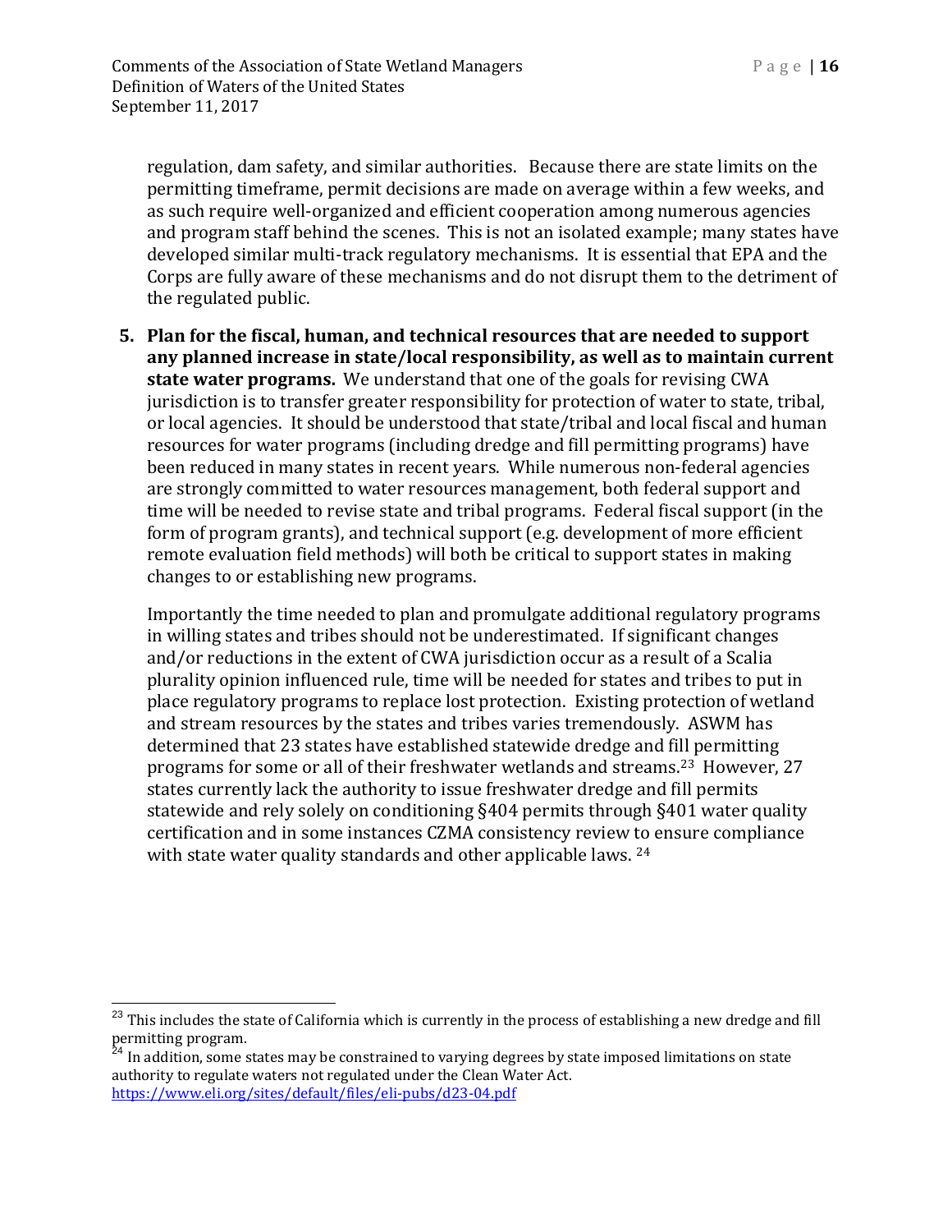regulation, dam safety, and similar authorities. Because there are state limits on the permitting timeframe, permit decisions are made on average within a few weeks, and as such require well-organized and efficient cooperation among numerous agencies and program staff behind the scenes. This is not an isolated example; many states have developed similar multi-track regulatory mechanisms. It is essential that EPA and the Corps are fully aware of these mechanisms and do not disrupt them to the detriment of the regulated public.

5. **Plan for the fiscal, human, and technical resources that are needed to support any planned increase in state/local responsibility, as well as to maintain current state water programs.** We understand that one of the goals for revising CWA jurisdiction is to transfer greater responsibility for protection of water to state, tribal, or local agencies. It should be understood that state/tribal and local fiscal and human resources for water programs (including dredge and fill permitting programs) have been reduced in many states in recent years. While numerous non-federal agencies are strongly committed to water resources management, both federal support and time will be needed to revise state and tribal programs. Federal fiscal support (in the form of program grants), and technical support (e.g. development of more efficient remote evaluation field methods) will both be critical to support states in making changes to or establishing new programs.

   Importantly the time needed to plan and promulgate additional regulatory programs in willing states and tribes should not be underestimated. If significant changes and/or reductions in the extent of CWA jurisdiction occur as a result of a Scalia plurality opinion influenced rule, time will be needed for states and tribes to put in place regulatory programs to replace lost protection. Existing protection of wetland and stream resources by the states and tribes varies tremendously. ASWM has determined that 23 states have established statewide dredge and fill permitting programs for some or all of their freshwater wetlands and streams.[23] However, 27 states currently lack the authority to issue freshwater dredge and fill permits statewide and rely solely on conditioning §404 permits through §401 water quality certification and in some instances CZMA consistency review to ensure compliance with state water quality standards and other applicable laws. [24]

---

[23] This includes the state of California which is currently in the process of establishing a new dredge and fill permitting program.

[24] In addition, some states may be constrained to varying degrees by state imposed limitations on state authority to regulate waters not regulated under the Clean Water Act. https://www.eli.org/sites/default/files/eli-pubs/d23-04.pdf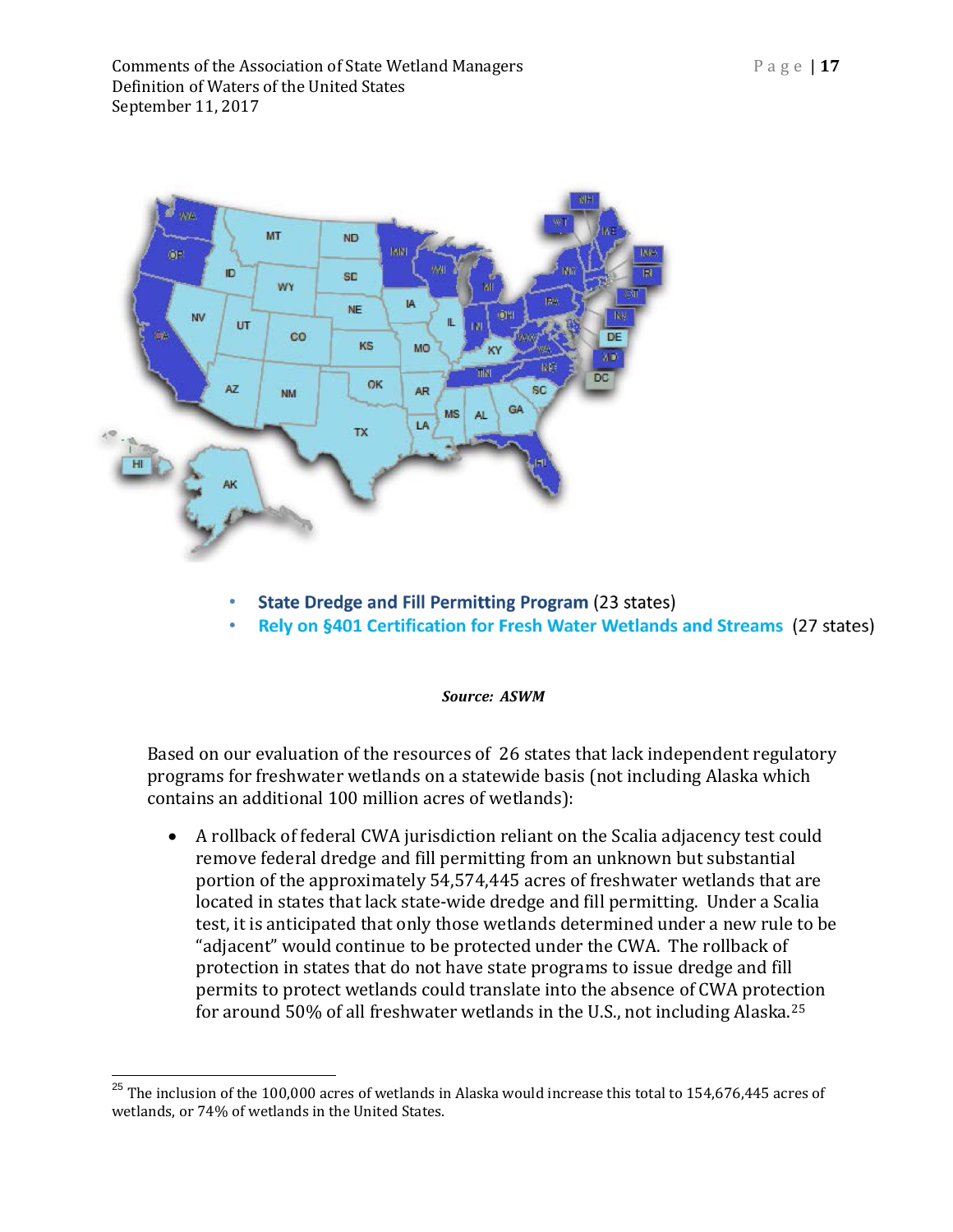- **State Dredge and Fill Permitting Program** (23 states)
- **Rely on §401 Certification for Fresh Water Wetlands and Streams** (27 states)

***Source: ASWM***

Based on our evaluation of the resources of 26 states that lack independent regulatory programs for freshwater wetlands on a statewide basis (not including Alaska which contains an additional 100 million acres of wetlands):

- A rollback of federal CWA jurisdiction reliant on the Scalia adjacency test could remove federal dredge and fill permitting from an unknown but substantial portion of the approximately 54,574,445 acres of freshwater wetlands that are located in states that lack state-wide dredge and fill permitting. Under a Scalia test, it is anticipated that only those wetlands determined under a new rule to be "adjacent" would continue to be protected under the CWA. The rollback of protection in states that do not have state programs to issue dredge and fill permits to protect wetlands could translate into the absence of CWA protection for around 50% of all freshwater wetlands in the U.S., not including Alaska.[25]

---

[25] The inclusion of the 100,000 acres of wetlands in Alaska would increase this total to 154,676,445 acres of wetlands, or 74% of wetlands in the United States.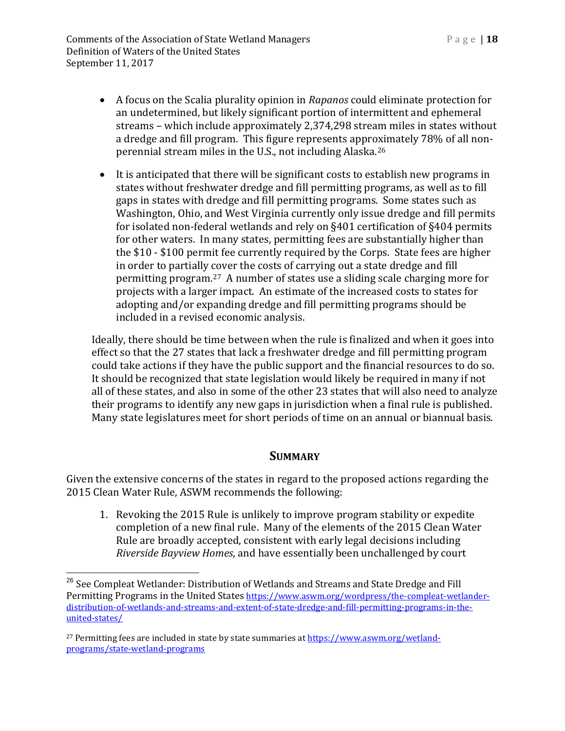- A focus on the Scalia plurality opinion in *Rapanos* could eliminate protection for an undetermined, but likely significant portion of intermittent and ephemeral streams – which include approximately 2,374,298 stream miles in states without a dredge and fill program. This figure represents approximately 78% of all non-perennial stream miles in the U.S., not including Alaska.[26]

- It is anticipated that there will be significant costs to establish new programs in states without freshwater dredge and fill permitting programs, as well as to fill gaps in states with dredge and fill permitting programs. Some states such as Washington, Ohio, and West Virginia currently only issue dredge and fill permits for isolated non-federal wetlands and rely on §401 certification of §404 permits for other waters. In many states, permitting fees are substantially higher than the $10 - $100 permit fee currently required by the Corps. State fees are higher in order to partially cover the costs of carrying out a state dredge and fill permitting program.[27] A number of states use a sliding scale charging more for projects with a larger impact. An estimate of the increased costs to states for adopting and/or expanding dredge and fill permitting programs should be included in a revised economic analysis.

Ideally, there should be time between when the rule is finalized and when it goes into effect so that the 27 states that lack a freshwater dredge and fill permitting program could take actions if they have the public support and the financial resources to do so. It should be recognized that state legislation would likely be required in many if not all of these states, and also in some of the other 23 states that will also need to analyze their programs to identify any new gaps in jurisdiction when a final rule is published. Many state legislatures meet for short periods of time on an annual or biannual basis.

## SUMMARY

Given the extensive concerns of the states in regard to the proposed actions regarding the 2015 Clean Water Rule, ASWM recommends the following:

1. Revoking the 2015 Rule is unlikely to improve program stability or expedite completion of a new final rule. Many of the elements of the 2015 Clean Water Rule are broadly accepted, consistent with early legal decisions including *Riverside Bayview Homes*, and have essentially been unchallenged by court

---

[26] See Compleat Wetlander: Distribution of Wetlands and Streams and State Dredge and Fill Permitting Programs in the United States https://www.aswm.org/wordpress/the-compleat-wetlander-distribution-of-wetlands-and-streams-and-extent-of-state-dredge-and-fill-permitting-programs-in-the-united-states/

[27] Permitting fees are included in state by state summaries at https://www.aswm.org/wetland-programs/state-wetland-programs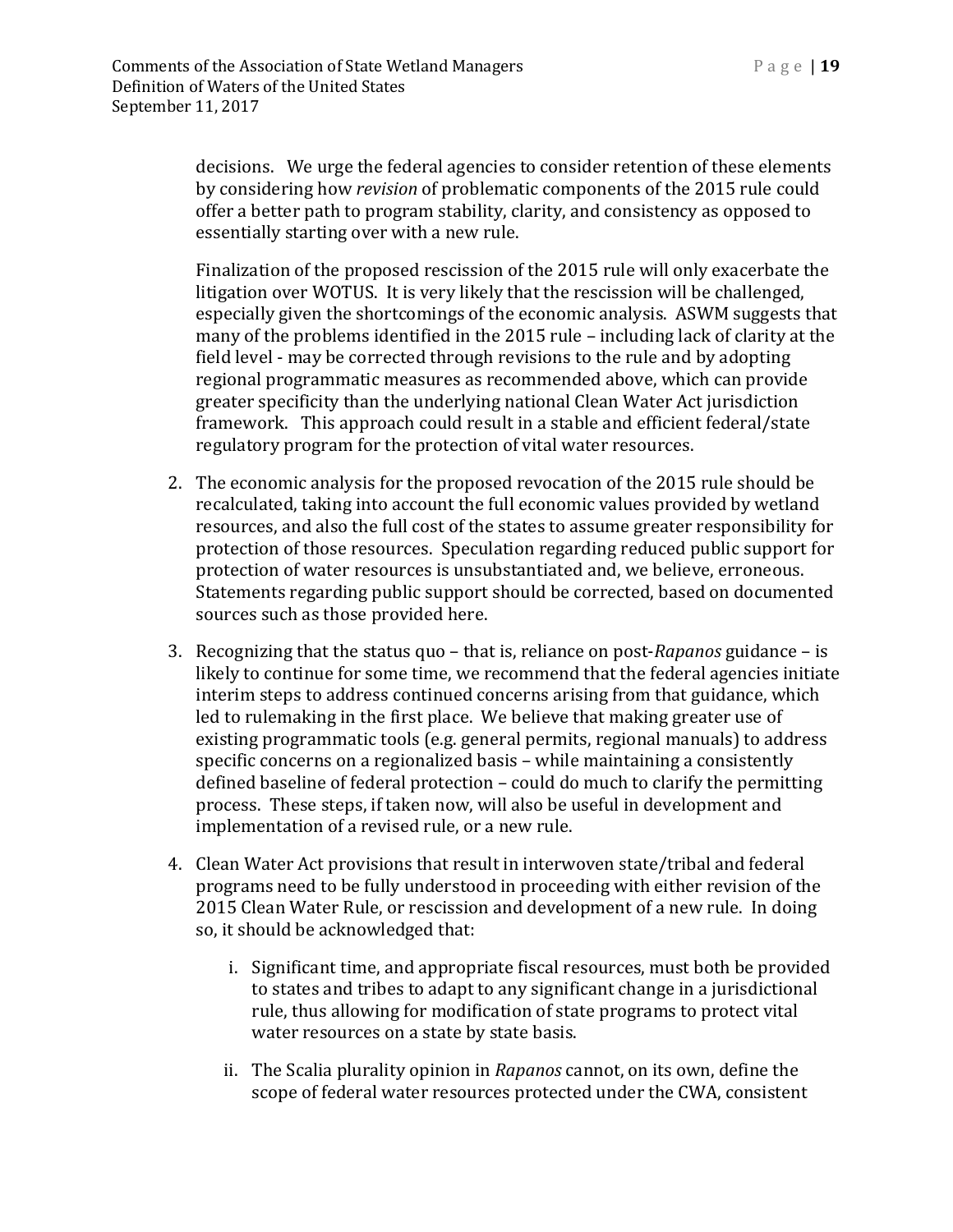decisions. We urge the federal agencies to consider retention of these elements by considering how *revision* of problematic components of the 2015 rule could offer a better path to program stability, clarity, and consistency as opposed to essentially starting over with a new rule.

Finalization of the proposed rescission of the 2015 rule will only exacerbate the litigation over WOTUS. It is very likely that the rescission will be challenged, especially given the shortcomings of the economic analysis. ASWM suggests that many of the problems identified in the 2015 rule – including lack of clarity at the field level - may be corrected through revisions to the rule and by adopting regional programmatic measures as recommended above, which can provide greater specificity than the underlying national Clean Water Act jurisdiction framework. This approach could result in a stable and efficient federal/state regulatory program for the protection of vital water resources.

2. The economic analysis for the proposed revocation of the 2015 rule should be recalculated, taking into account the full economic values provided by wetland resources, and also the full cost of the states to assume greater responsibility for protection of those resources. Speculation regarding reduced public support for protection of water resources is unsubstantiated and, we believe, erroneous. Statements regarding public support should be corrected, based on documented sources such as those provided here.

3. Recognizing that the status quo – that is, reliance on post-*Rapanos* guidance – is likely to continue for some time, we recommend that the federal agencies initiate interim steps to address continued concerns arising from that guidance, which led to rulemaking in the first place. We believe that making greater use of existing programmatic tools (e.g. general permits, regional manuals) to address specific concerns on a regionalized basis – while maintaining a consistently defined baseline of federal protection – could do much to clarify the permitting process. These steps, if taken now, will also be useful in development and implementation of a revised rule, or a new rule.

4. Clean Water Act provisions that result in interwoven state/tribal and federal programs need to be fully understood in proceeding with either revision of the 2015 Clean Water Rule, or rescission and development of a new rule. In doing so, it should be acknowledged that:

   i. Significant time, and appropriate fiscal resources, must both be provided to states and tribes to adapt to any significant change in a jurisdictional rule, thus allowing for modification of state programs to protect vital water resources on a state by state basis.

   ii. The Scalia plurality opinion in *Rapanos* cannot, on its own, define the scope of federal water resources protected under the CWA, consistent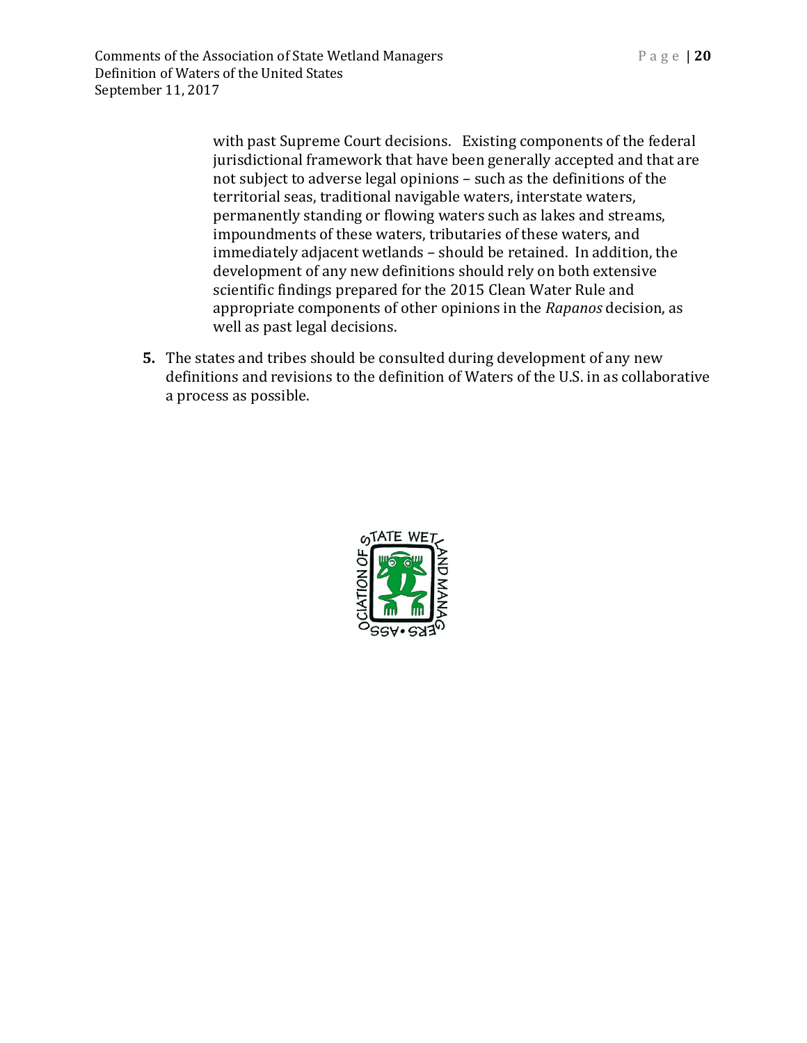with past Supreme Court decisions. Existing components of the federal jurisdictional framework that have been generally accepted and that are not subject to adverse legal opinions – such as the definitions of the territorial seas, traditional navigable waters, interstate waters, permanently standing or flowing waters such as lakes and streams, impoundments of these waters, tributaries of these waters, and immediately adjacent wetlands – should be retained. In addition, the development of any new definitions should rely on both extensive scientific findings prepared for the 2015 Clean Water Rule and appropriate components of other opinions in the *Rapanos* decision, as well as past legal decisions.

**5.** The states and tribes should be consulted during development of any new definitions and revisions to the definition of Waters of the U.S. in as collaborative a process as possible.